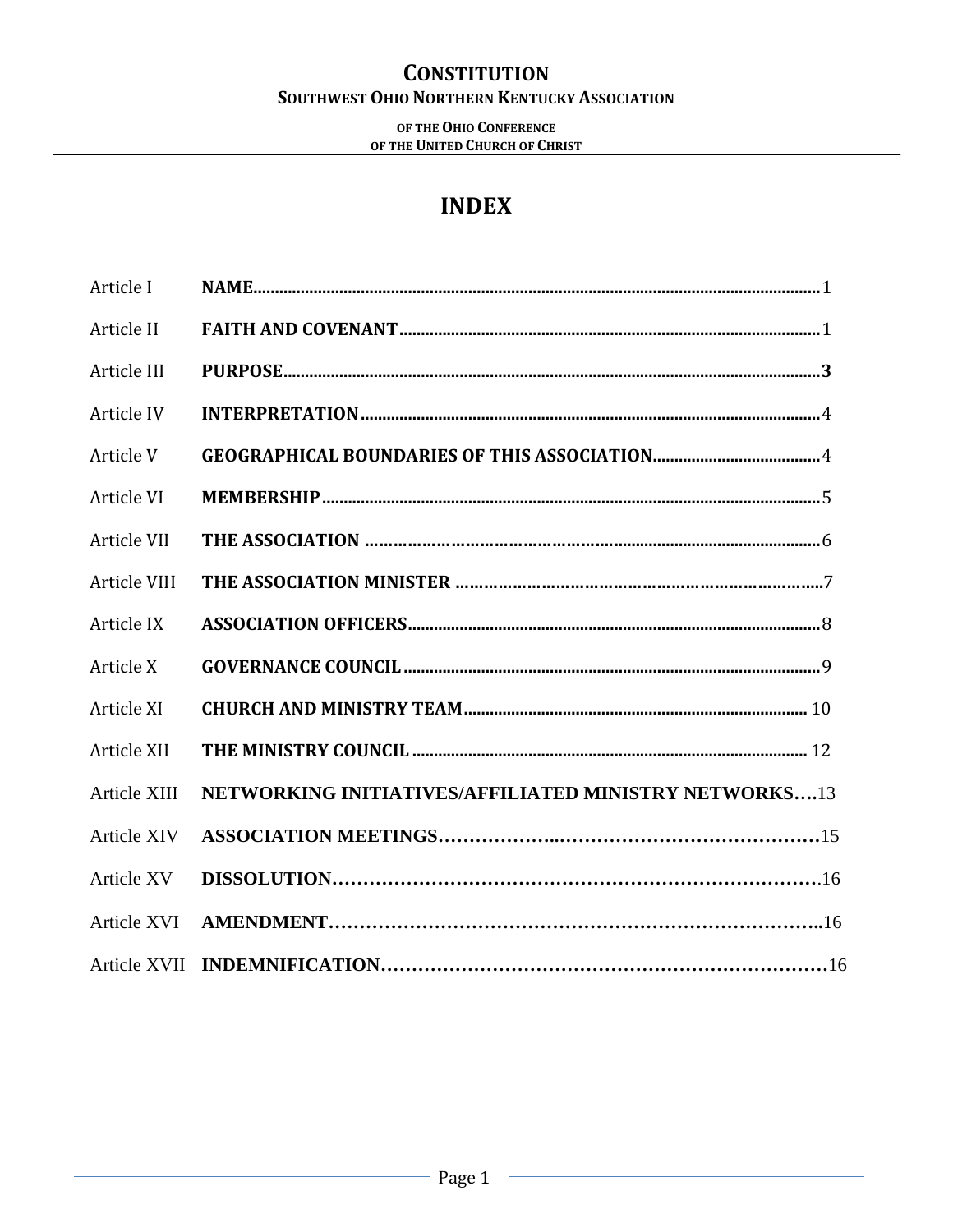# CONSTITUTION

## SOUTHWEST OHIO NORTHERN KENTUCKY ASSOCIATION

OF THE OHIO CONFERENCE
OF THE UNITED CHURCH OF CHRIST

## INDEX

| | | |
|---|---|---|
| Article I | **NAME** | 1 |
| Article II | **FAITH AND COVENANT** | 1 |
| Article III | **PURPOSE** | **3** |
| Article IV | **INTERPRETATION** | 4 |
| Article V | **GEOGRAPHICAL BOUNDARIES OF THIS ASSOCIATION** | 4 |
| Article VI | **MEMBERSHIP** | 5 |
| Article VII | **THE ASSOCIATION** | 6 |
| Article VIII | **THE ASSOCIATION MINISTER** | 7 |
| Article IX | **ASSOCIATION OFFICERS** | 8 |
| Article X | **GOVERNANCE COUNCIL** | 9 |
| Article XI | **CHURCH AND MINISTRY TEAM** | 10 |
| Article XII | **THE MINISTRY COUNCIL** | 12 |
| Article XIII | **NETWORKING INITIATIVES/AFFILIATED MINISTRY NETWORKS** | 13 |
| Article XIV | **ASSOCIATION MEETINGS** | 15 |
| Article XV | **DISSOLUTION** | 16 |
| Article XVI | **AMENDMENT** | 16 |
| Article XVII | **INDEMNIFICATION** | 16 |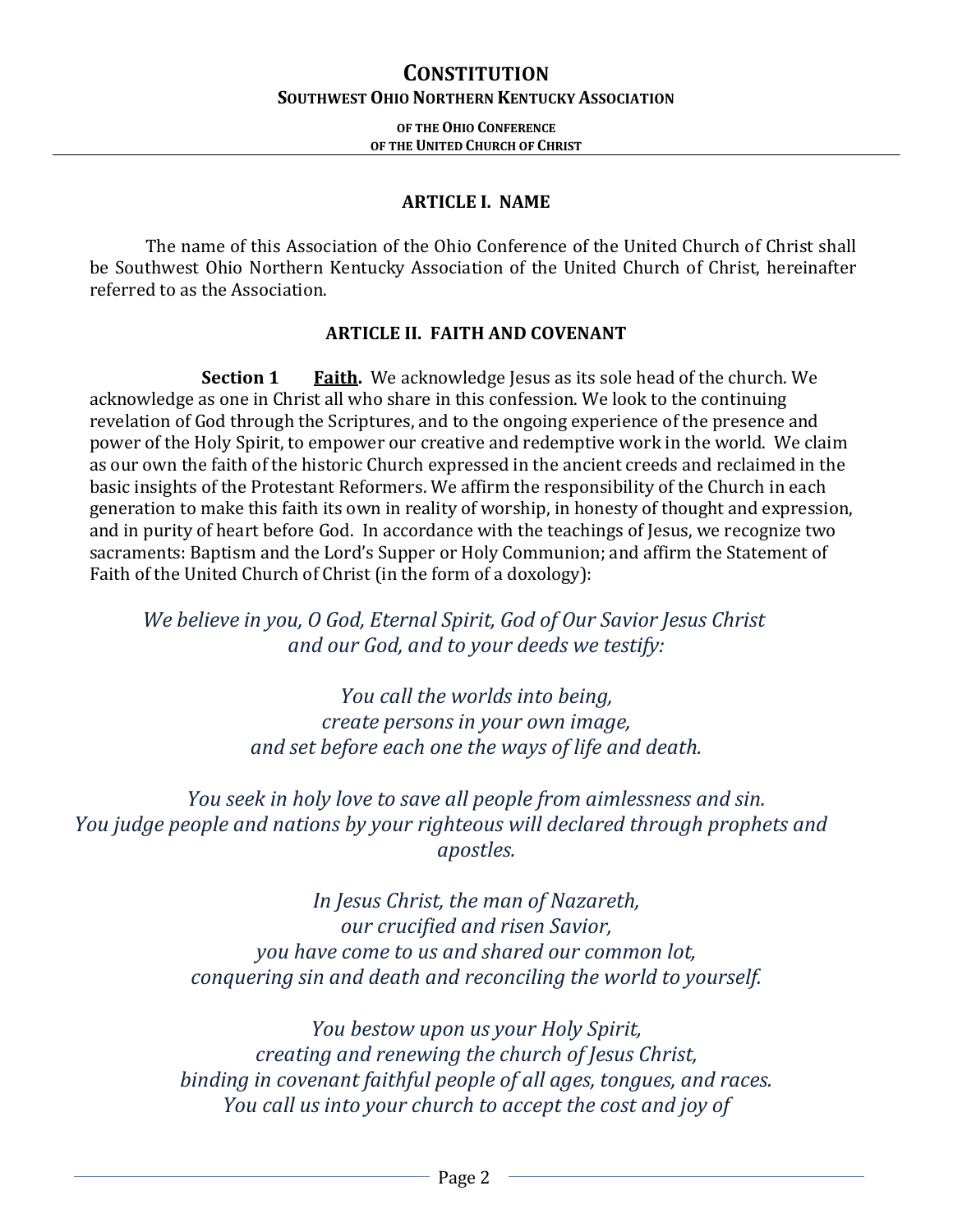# CONSTITUTION

## SOUTHWEST OHIO NORTHERN KENTUCKY ASSOCIATION

**OF THE OHIO CONFERENCE**
**OF THE UNITED CHURCH OF CHRIST**

---

### ARTICLE I. NAME

The name of this Association of the Ohio Conference of the United Church of Christ shall be Southwest Ohio Northern Kentucky Association of the United Church of Christ, hereinafter referred to as the Association.

### ARTICLE II. FAITH AND COVENANT

**Section 1** **Faith.** We acknowledge Jesus as its sole head of the church. We acknowledge as one in Christ all who share in this confession. We look to the continuing revelation of God through the Scriptures, and to the ongoing experience of the presence and power of the Holy Spirit, to empower our creative and redemptive work in the world. We claim as our own the faith of the historic Church expressed in the ancient creeds and reclaimed in the basic insights of the Protestant Reformers. We affirm the responsibility of the Church in each generation to make this faith its own in reality of worship, in honesty of thought and expression, and in purity of heart before God. In accordance with the teachings of Jesus, we recognize two sacraments: Baptism and the Lord's Supper or Holy Communion; and affirm the Statement of Faith of the United Church of Christ (in the form of a doxology):

*We believe in you, O God, Eternal Spirit, God of Our Savior Jesus Christ*
*and our God, and to your deeds we testify:*

*You call the worlds into being,*
*create persons in your own image,*
*and set before each one the ways of life and death.*

*You seek in holy love to save all people from aimlessness and sin.*
*You judge people and nations by your righteous will declared through prophets and apostles.*

*In Jesus Christ, the man of Nazareth,*
*our crucified and risen Savior,*
*you have come to us and shared our common lot,*
*conquering sin and death and reconciling the world to yourself.*

*You bestow upon us your Holy Spirit,*
*creating and renewing the church of Jesus Christ,*
*binding in covenant faithful people of all ages, tongues, and races.*
*You call us into your church to accept the cost and joy of*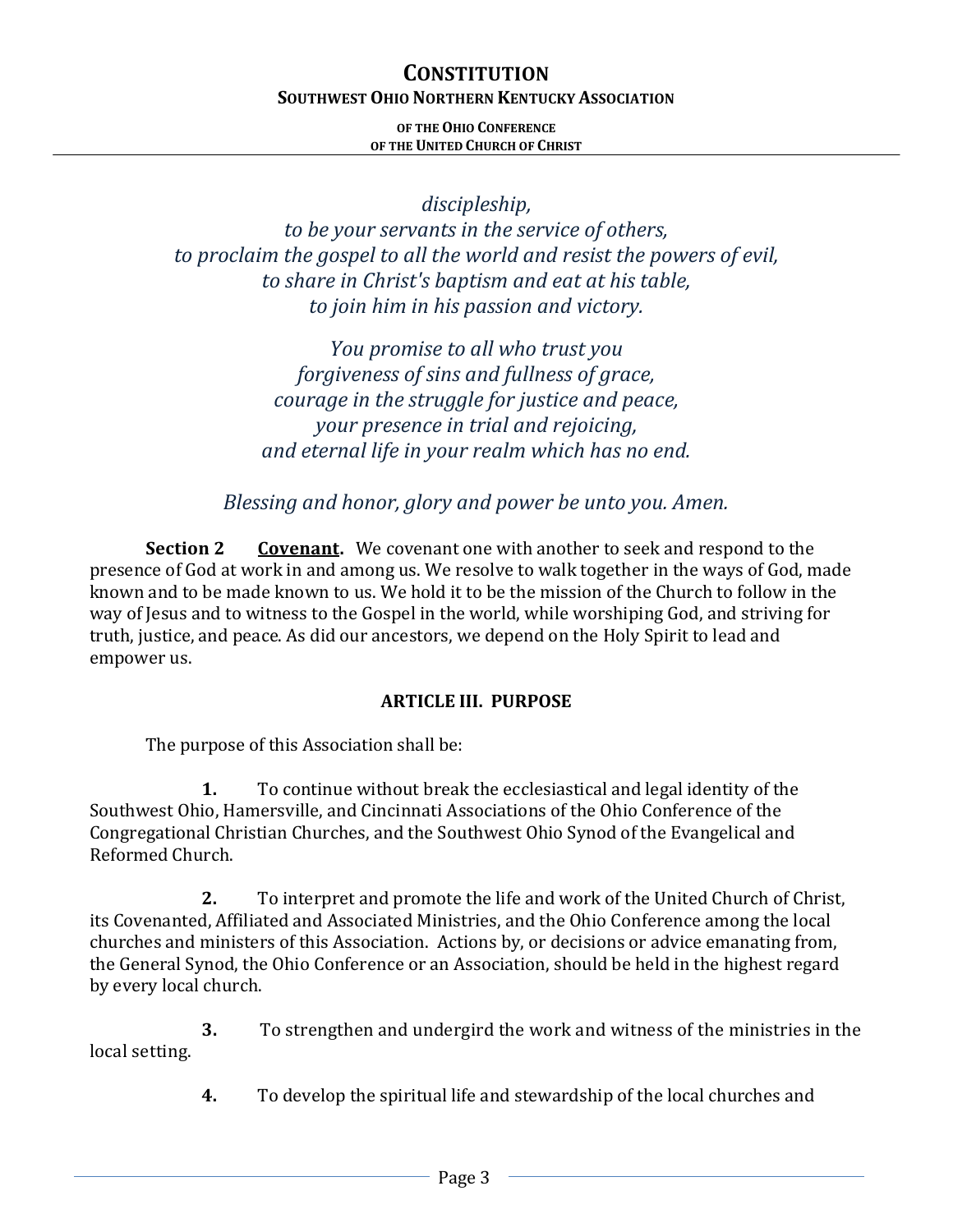*discipleship,*
*to be your servants in the service of others,*
*to proclaim the gospel to all the world and resist the powers of evil,*
*to share in Christ's baptism and eat at his table,*
*to join him in his passion and victory.*

*You promise to all who trust you*
*forgiveness of sins and fullness of grace,*
*courage in the struggle for justice and peace,*
*your presence in trial and rejoicing,*
*and eternal life in your realm which has no end.*

*Blessing and honor, glory and power be unto you. Amen.*

**Section 2** **Covenant.** We covenant one with another to seek and respond to the presence of God at work in and among us. We resolve to walk together in the ways of God, made known and to be made known to us. We hold it to be the mission of the Church to follow in the way of Jesus and to witness to the Gospel in the world, while worshiping God, and striving for truth, justice, and peace. As did our ancestors, we depend on the Holy Spirit to lead and empower us.

## ARTICLE III. PURPOSE

The purpose of this Association shall be:

**1.** To continue without break the ecclesiastical and legal identity of the Southwest Ohio, Hamersville, and Cincinnati Associations of the Ohio Conference of the Congregational Christian Churches, and the Southwest Ohio Synod of the Evangelical and Reformed Church.

**2.** To interpret and promote the life and work of the United Church of Christ, its Covenanted, Affiliated and Associated Ministries, and the Ohio Conference among the local churches and ministers of this Association. Actions by, or decisions or advice emanating from, the General Synod, the Ohio Conference or an Association, should be held in the highest regard by every local church.

**3.** To strengthen and undergird the work and witness of the ministries in the local setting.

**4.** To develop the spiritual life and stewardship of the local churches and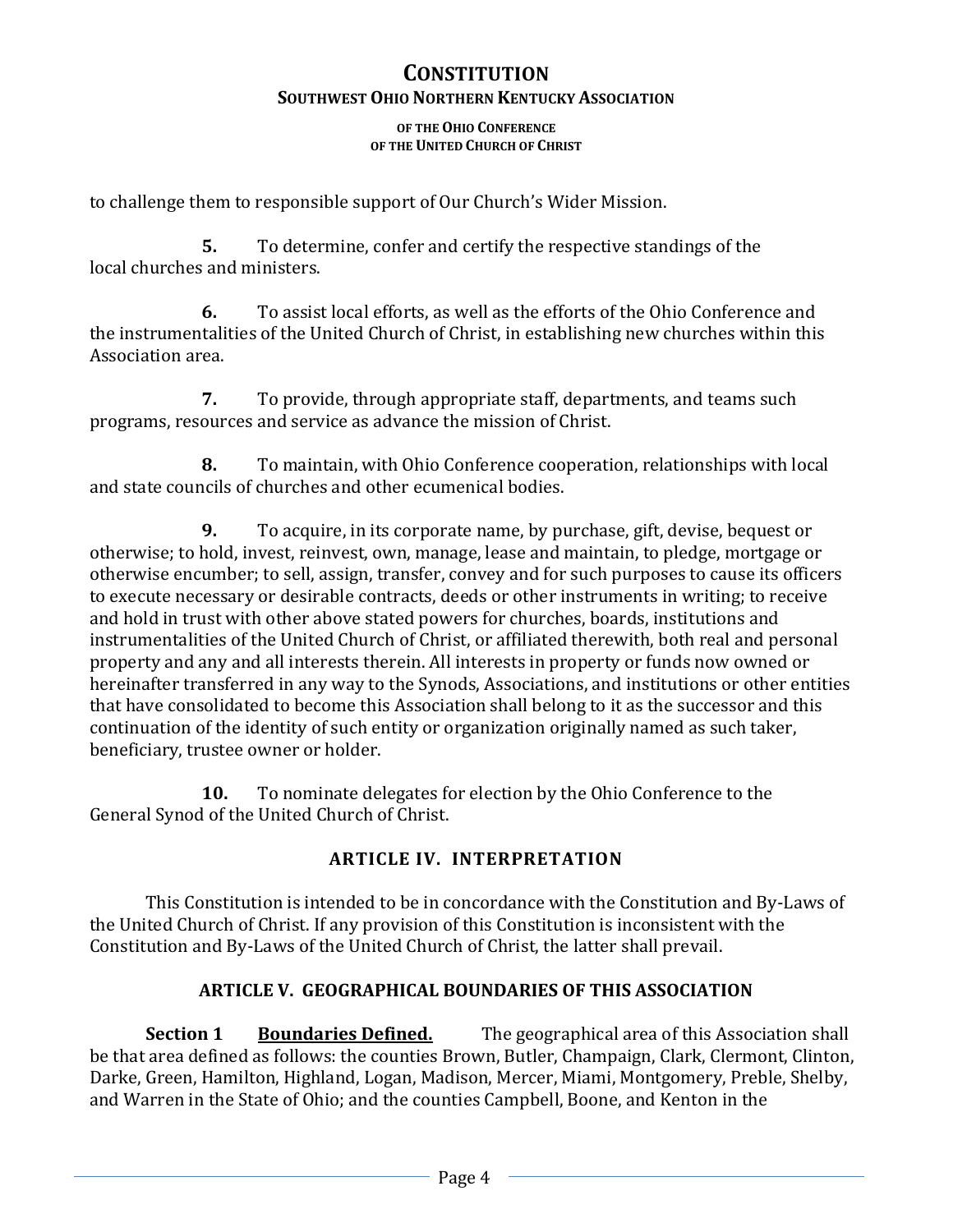to challenge them to responsible support of Our Church's Wider Mission.

**5.** To determine, confer and certify the respective standings of the local churches and ministers.

**6.** To assist local efforts, as well as the efforts of the Ohio Conference and the instrumentalities of the United Church of Christ, in establishing new churches within this Association area.

**7.** To provide, through appropriate staff, departments, and teams such programs, resources and service as advance the mission of Christ.

**8.** To maintain, with Ohio Conference cooperation, relationships with local and state councils of churches and other ecumenical bodies.

**9.** To acquire, in its corporate name, by purchase, gift, devise, bequest or otherwise; to hold, invest, reinvest, own, manage, lease and maintain, to pledge, mortgage or otherwise encumber; to sell, assign, transfer, convey and for such purposes to cause its officers to execute necessary or desirable contracts, deeds or other instruments in writing; to receive and hold in trust with other above stated powers for churches, boards, institutions and instrumentalities of the United Church of Christ, or affiliated therewith, both real and personal property and any and all interests therein. All interests in property or funds now owned or hereinafter transferred in any way to the Synods, Associations, and institutions or other entities that have consolidated to become this Association shall belong to it as the successor and this continuation of the identity of such entity or organization originally named as such taker, beneficiary, trustee owner or holder.

**10.** To nominate delegates for election by the Ohio Conference to the General Synod of the United Church of Christ.

## ARTICLE IV. INTERPRETATION

This Constitution is intended to be in concordance with the Constitution and By-Laws of the United Church of Christ. If any provision of this Constitution is inconsistent with the Constitution and By-Laws of the United Church of Christ, the latter shall prevail.

## ARTICLE V. GEOGRAPHICAL BOUNDARIES OF THIS ASSOCIATION

**Section 1** **Boundaries Defined.** The geographical area of this Association shall be that area defined as follows: the counties Brown, Butler, Champaign, Clark, Clermont, Clinton, Darke, Green, Hamilton, Highland, Logan, Madison, Mercer, Miami, Montgomery, Preble, Shelby, and Warren in the State of Ohio; and the counties Campbell, Boone, and Kenton in the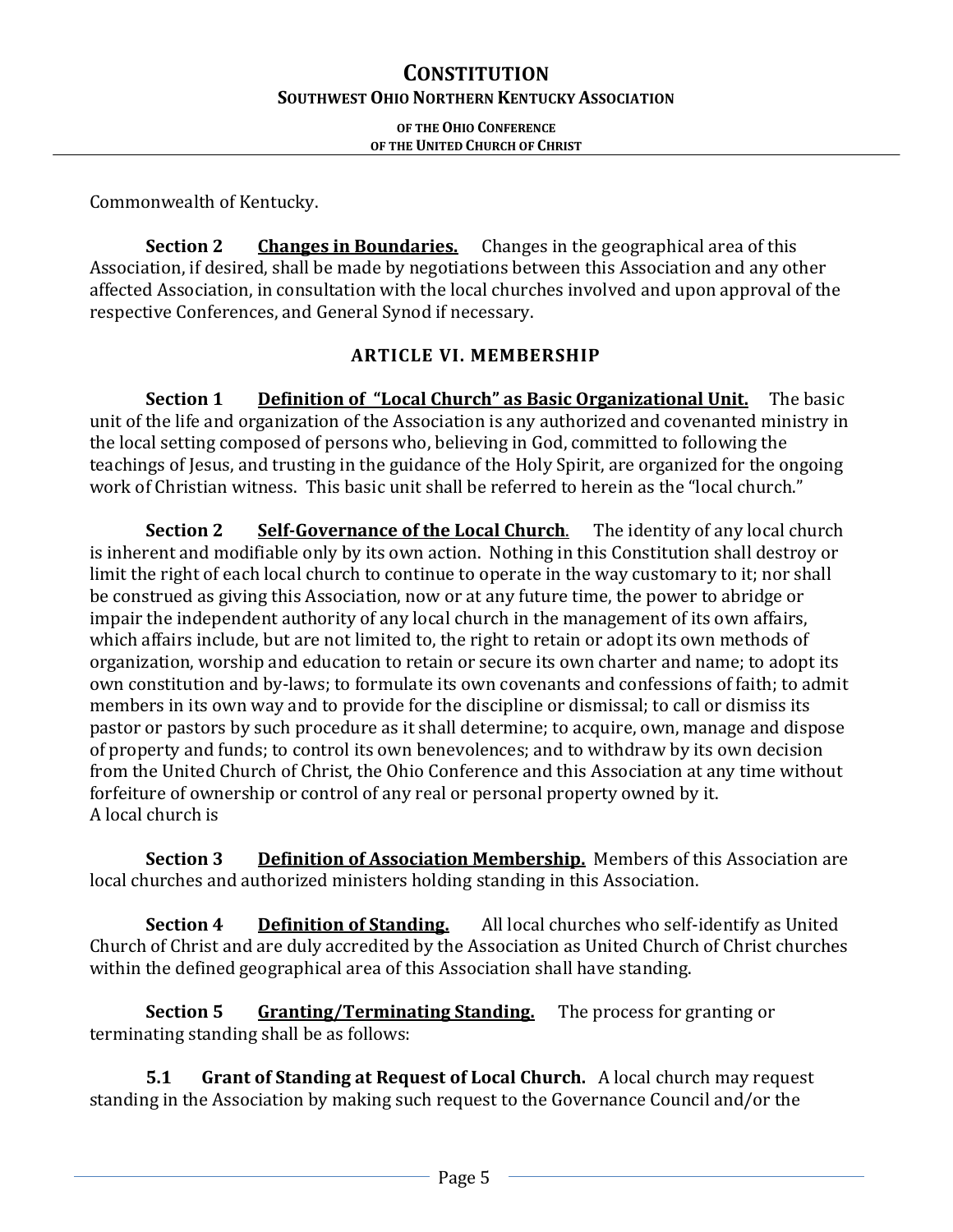Commonwealth of Kentucky.

**Section 2** **Changes in Boundaries.** Changes in the geographical area of this Association, if desired, shall be made by negotiations between this Association and any other affected Association, in consultation with the local churches involved and upon approval of the respective Conferences, and General Synod if necessary.

## ARTICLE VI. MEMBERSHIP

**Section 1** **Definition of "Local Church" as Basic Organizational Unit.** The basic unit of the life and organization of the Association is any authorized and covenanted ministry in the local setting composed of persons who, believing in God, committed to following the teachings of Jesus, and trusting in the guidance of the Holy Spirit, are organized for the ongoing work of Christian witness. This basic unit shall be referred to herein as the "local church."

**Section 2** **Self-Governance of the Local Church**. The identity of any local church is inherent and modifiable only by its own action. Nothing in this Constitution shall destroy or limit the right of each local church to continue to operate in the way customary to it; nor shall be construed as giving this Association, now or at any future time, the power to abridge or impair the independent authority of any local church in the management of its own affairs, which affairs include, but are not limited to, the right to retain or adopt its own methods of organization, worship and education to retain or secure its own charter and name; to adopt its own constitution and by-laws; to formulate its own covenants and confessions of faith; to admit members in its own way and to provide for the discipline or dismissal; to call or dismiss its pastor or pastors by such procedure as it shall determine; to acquire, own, manage and dispose of property and funds; to control its own benevolences; and to withdraw by its own decision from the United Church of Christ, the Ohio Conference and this Association at any time without forfeiture of ownership or control of any real or personal property owned by it.
A local church is

**Section 3** **Definition of Association Membership.** Members of this Association are local churches and authorized ministers holding standing in this Association.

**Section 4** **Definition of Standing.** All local churches who self-identify as United Church of Christ and are duly accredited by the Association as United Church of Christ churches within the defined geographical area of this Association shall have standing.

**Section 5** **Granting/Terminating Standing.** The process for granting or terminating standing shall be as follows:

**5.1** **Grant of Standing at Request of Local Church.** A local church may request standing in the Association by making such request to the Governance Council and/or the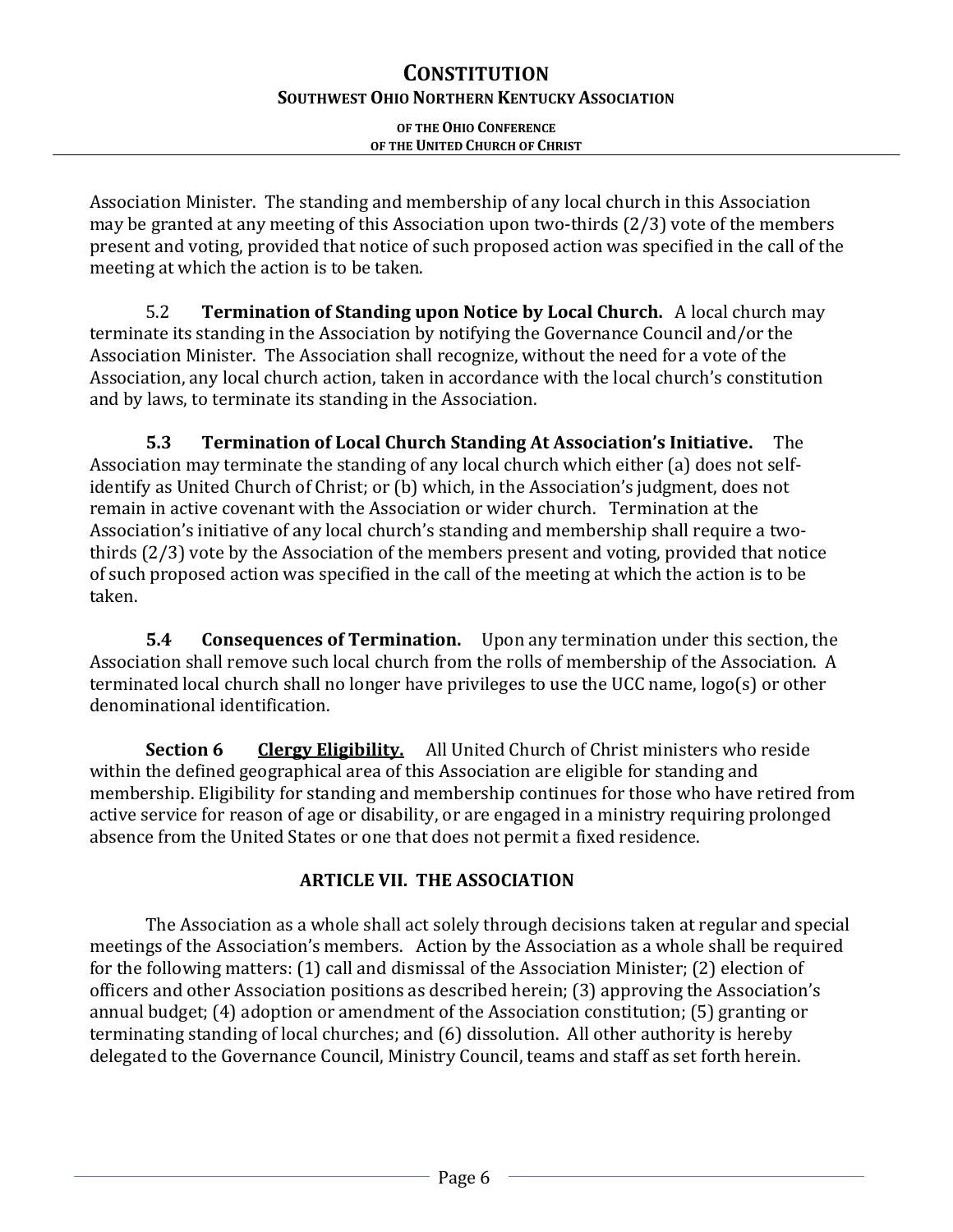Association Minister. The standing and membership of any local church in this Association may be granted at any meeting of this Association upon two-thirds (2/3) vote of the members present and voting, provided that notice of such proposed action was specified in the call of the meeting at which the action is to be taken.

5.2 **Termination of Standing upon Notice by Local Church.** A local church may terminate its standing in the Association by notifying the Governance Council and/or the Association Minister. The Association shall recognize, without the need for a vote of the Association, any local church action, taken in accordance with the local church's constitution and by laws, to terminate its standing in the Association.

**5.3 Termination of Local Church Standing At Association's Initiative.** The Association may terminate the standing of any local church which either (a) does not self-identify as United Church of Christ; or (b) which, in the Association's judgment, does not remain in active covenant with the Association or wider church. Termination at the Association's initiative of any local church's standing and membership shall require a two-thirds (2/3) vote by the Association of the members present and voting, provided that notice of such proposed action was specified in the call of the meeting at which the action is to be taken.

**5.4 Consequences of Termination.** Upon any termination under this section, the Association shall remove such local church from the rolls of membership of the Association. A terminated local church shall no longer have privileges to use the UCC name, logo(s) or other denominational identification.

**Section 6** **Clergy Eligibility.** All United Church of Christ ministers who reside within the defined geographical area of this Association are eligible for standing and membership. Eligibility for standing and membership continues for those who have retired from active service for reason of age or disability, or are engaged in a ministry requiring prolonged absence from the United States or one that does not permit a fixed residence.

## ARTICLE VII. THE ASSOCIATION

The Association as a whole shall act solely through decisions taken at regular and special meetings of the Association's members. Action by the Association as a whole shall be required for the following matters: (1) call and dismissal of the Association Minister; (2) election of officers and other Association positions as described herein; (3) approving the Association's annual budget; (4) adoption or amendment of the Association constitution; (5) granting or terminating standing of local churches; and (6) dissolution. All other authority is hereby delegated to the Governance Council, Ministry Council, teams and staff as set forth herein.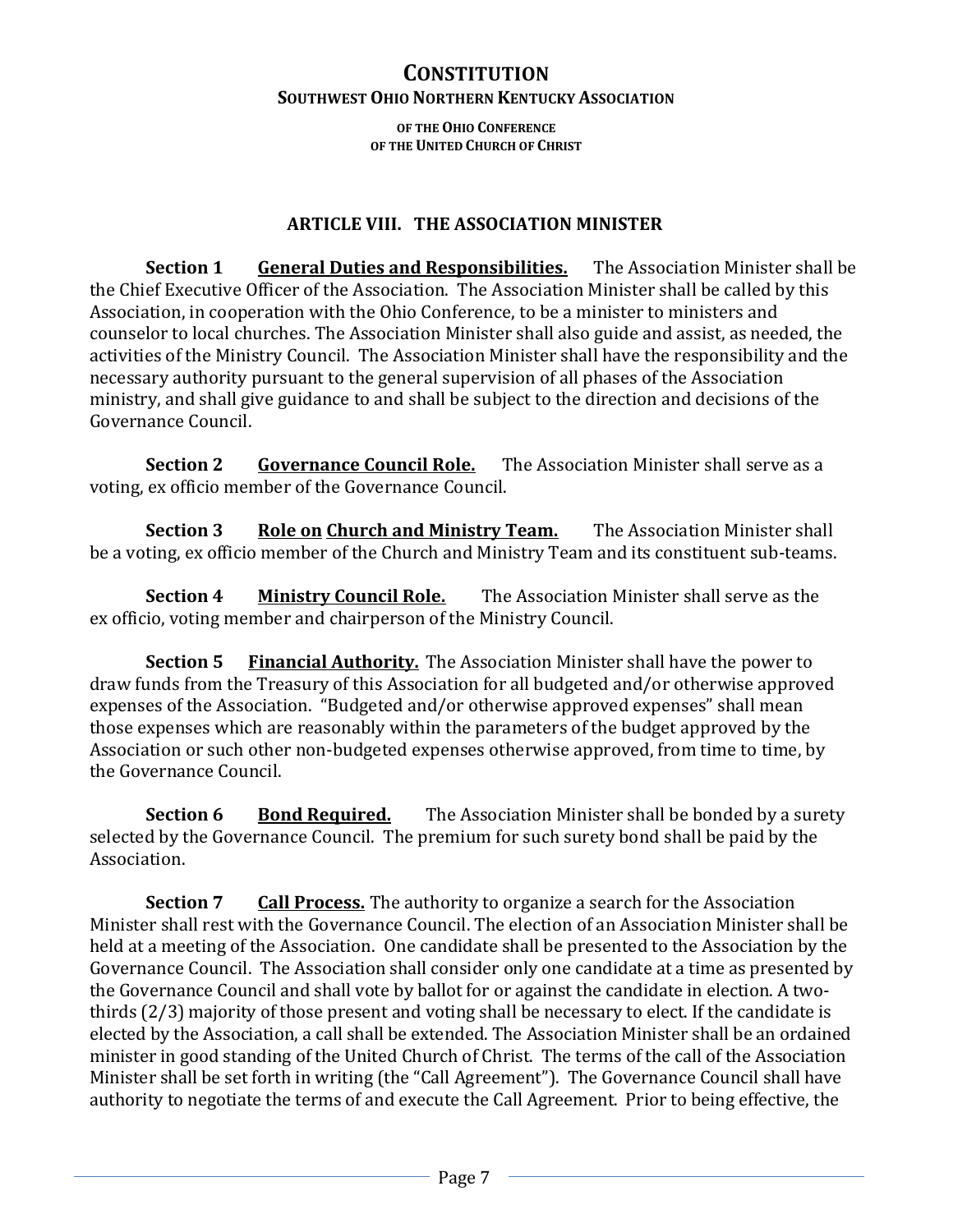# CONSTITUTION

## SOUTHWEST OHIO NORTHERN KENTUCKY ASSOCIATION

### OF THE OHIO CONFERENCE OF THE UNITED CHURCH OF CHRIST

## ARTICLE VIII. THE ASSOCIATION MINISTER

**Section 1** **General Duties and Responsibilities.** The Association Minister shall be the Chief Executive Officer of the Association. The Association Minister shall be called by this Association, in cooperation with the Ohio Conference, to be a minister to ministers and counselor to local churches. The Association Minister shall also guide and assist, as needed, the activities of the Ministry Council. The Association Minister shall have the responsibility and the necessary authority pursuant to the general supervision of all phases of the Association ministry, and shall give guidance to and shall be subject to the direction and decisions of the Governance Council.

**Section 2** **Governance Council Role.** The Association Minister shall serve as a voting, ex officio member of the Governance Council.

**Section 3** **Role on Church and Ministry Team.** The Association Minister shall be a voting, ex officio member of the Church and Ministry Team and its constituent sub-teams.

**Section 4** **Ministry Council Role.** The Association Minister shall serve as the ex officio, voting member and chairperson of the Ministry Council.

**Section 5** **Financial Authority.** The Association Minister shall have the power to draw funds from the Treasury of this Association for all budgeted and/or otherwise approved expenses of the Association. "Budgeted and/or otherwise approved expenses" shall mean those expenses which are reasonably within the parameters of the budget approved by the Association or such other non-budgeted expenses otherwise approved, from time to time, by the Governance Council.

**Section 6** **Bond Required.** The Association Minister shall be bonded by a surety selected by the Governance Council. The premium for such surety bond shall be paid by the Association.

**Section 7** **Call Process.** The authority to organize a search for the Association Minister shall rest with the Governance Council. The election of an Association Minister shall be held at a meeting of the Association. One candidate shall be presented to the Association by the Governance Council. The Association shall consider only one candidate at a time as presented by the Governance Council and shall vote by ballot for or against the candidate in election. A two-thirds (2/3) majority of those present and voting shall be necessary to elect. If the candidate is elected by the Association, a call shall be extended. The Association Minister shall be an ordained minister in good standing of the United Church of Christ. The terms of the call of the Association Minister shall be set forth in writing (the "Call Agreement"). The Governance Council shall have authority to negotiate the terms of and execute the Call Agreement. Prior to being effective, the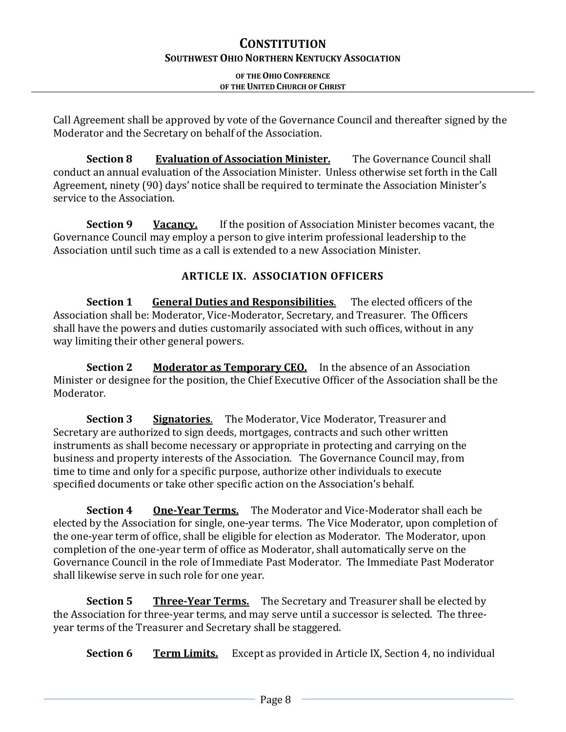Call Agreement shall be approved by vote of the Governance Council and thereafter signed by the Moderator and the Secretary on behalf of the Association.

**Section 8** **Evaluation of Association Minister.** The Governance Council shall conduct an annual evaluation of the Association Minister. Unless otherwise set forth in the Call Agreement, ninety (90) days' notice shall be required to terminate the Association Minister's service to the Association.

**Section 9** **Vacancy.** If the position of Association Minister becomes vacant, the Governance Council may employ a person to give interim professional leadership to the Association until such time as a call is extended to a new Association Minister.

## ARTICLE IX. ASSOCIATION OFFICERS

**Section 1** **General Duties and Responsibilities**. The elected officers of the Association shall be: Moderator, Vice-Moderator, Secretary, and Treasurer. The Officers shall have the powers and duties customarily associated with such offices, without in any way limiting their other general powers.

**Section 2** **Moderator as Temporary CEO.** In the absence of an Association Minister or designee for the position, the Chief Executive Officer of the Association shall be the Moderator.

**Section 3** **Signatories**. The Moderator, Vice Moderator, Treasurer and Secretary are authorized to sign deeds, mortgages, contracts and such other written instruments as shall become necessary or appropriate in protecting and carrying on the business and property interests of the Association. The Governance Council may, from time to time and only for a specific purpose, authorize other individuals to execute specified documents or take other specific action on the Association's behalf.

**Section 4** **One-Year Terms.** The Moderator and Vice-Moderator shall each be elected by the Association for single, one-year terms. The Vice Moderator, upon completion of the one-year term of office, shall be eligible for election as Moderator. The Moderator, upon completion of the one-year term of office as Moderator, shall automatically serve on the Governance Council in the role of Immediate Past Moderator. The Immediate Past Moderator shall likewise serve in such role for one year.

**Section 5** **Three-Year Terms.** The Secretary and Treasurer shall be elected by the Association for three-year terms, and may serve until a successor is selected. The three-year terms of the Treasurer and Secretary shall be staggered.

**Section 6** **Term Limits.** Except as provided in Article IX, Section 4, no individual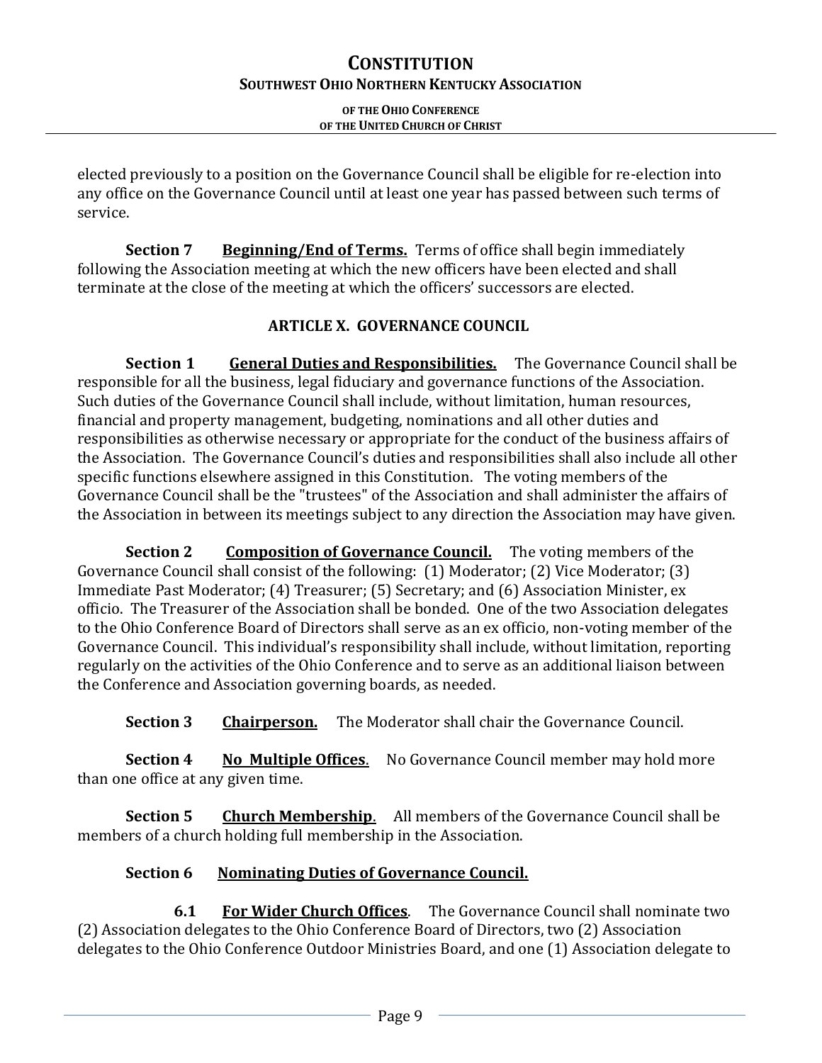elected previously to a position on the Governance Council shall be eligible for re-election into any office on the Governance Council until at least one year has passed between such terms of service.

**Section 7** **Beginning/End of Terms.** Terms of office shall begin immediately following the Association meeting at which the new officers have been elected and shall terminate at the close of the meeting at which the officers' successors are elected.

## ARTICLE X. GOVERNANCE COUNCIL

**Section 1** **General Duties and Responsibilities.** The Governance Council shall be responsible for all the business, legal fiduciary and governance functions of the Association. Such duties of the Governance Council shall include, without limitation, human resources, financial and property management, budgeting, nominations and all other duties and responsibilities as otherwise necessary or appropriate for the conduct of the business affairs of the Association. The Governance Council's duties and responsibilities shall also include all other specific functions elsewhere assigned in this Constitution. The voting members of the Governance Council shall be the "trustees" of the Association and shall administer the affairs of the Association in between its meetings subject to any direction the Association may have given.

**Section 2** **Composition of Governance Council.** The voting members of the Governance Council shall consist of the following: (1) Moderator; (2) Vice Moderator; (3) Immediate Past Moderator; (4) Treasurer; (5) Secretary; and (6) Association Minister, ex officio. The Treasurer of the Association shall be bonded. One of the two Association delegates to the Ohio Conference Board of Directors shall serve as an ex officio, non-voting member of the Governance Council. This individual's responsibility shall include, without limitation, reporting regularly on the activities of the Ohio Conference and to serve as an additional liaison between the Conference and Association governing boards, as needed.

**Section 3** **Chairperson.** The Moderator shall chair the Governance Council.

**Section 4** **No Multiple Offices**. No Governance Council member may hold more than one office at any given time.

**Section 5** **Church Membership**. All members of the Governance Council shall be members of a church holding full membership in the Association.

**Section 6** **Nominating Duties of Governance Council.**

**6.1** **For Wider Church Offices**. The Governance Council shall nominate two (2) Association delegates to the Ohio Conference Board of Directors, two (2) Association delegates to the Ohio Conference Outdoor Ministries Board, and one (1) Association delegate to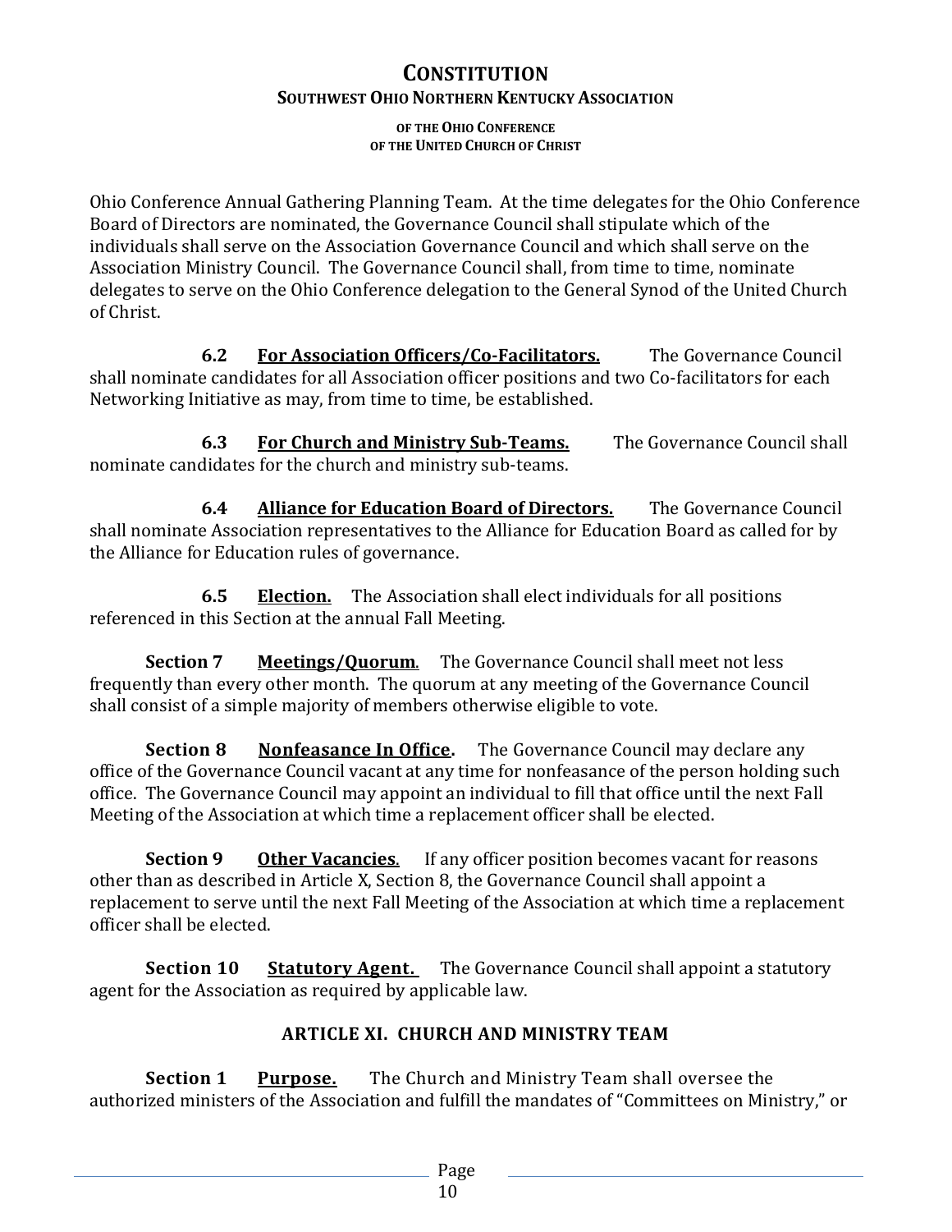Ohio Conference Annual Gathering Planning Team. At the time delegates for the Ohio Conference Board of Directors are nominated, the Governance Council shall stipulate which of the individuals shall serve on the Association Governance Council and which shall serve on the Association Ministry Council. The Governance Council shall, from time to time, nominate delegates to serve on the Ohio Conference delegation to the General Synod of the United Church of Christ.

**6.2 For Association Officers/Co-Facilitators.** The Governance Council shall nominate candidates for all Association officer positions and two Co-facilitators for each Networking Initiative as may, from time to time, be established.

**6.3 For Church and Ministry Sub-Teams.** The Governance Council shall nominate candidates for the church and ministry sub-teams.

**6.4 Alliance for Education Board of Directors.** The Governance Council shall nominate Association representatives to the Alliance for Education Board as called for by the Alliance for Education rules of governance.

**6.5 Election.** The Association shall elect individuals for all positions referenced in this Section at the annual Fall Meeting.

**Section 7 Meetings/Quorum.** The Governance Council shall meet not less frequently than every other month. The quorum at any meeting of the Governance Council shall consist of a simple majority of members otherwise eligible to vote.

**Section 8 Nonfeasance In Office.** The Governance Council may declare any office of the Governance Council vacant at any time for nonfeasance of the person holding such office. The Governance Council may appoint an individual to fill that office until the next Fall Meeting of the Association at which time a replacement officer shall be elected.

**Section 9 Other Vacancies.** If any officer position becomes vacant for reasons other than as described in Article X, Section 8, the Governance Council shall appoint a replacement to serve until the next Fall Meeting of the Association at which time a replacement officer shall be elected.

**Section 10 Statutory Agent.** The Governance Council shall appoint a statutory agent for the Association as required by applicable law.

## ARTICLE XI. CHURCH AND MINISTRY TEAM

**Section 1 Purpose.** The Church and Ministry Team shall oversee the authorized ministers of the Association and fulfill the mandates of "Committees on Ministry," or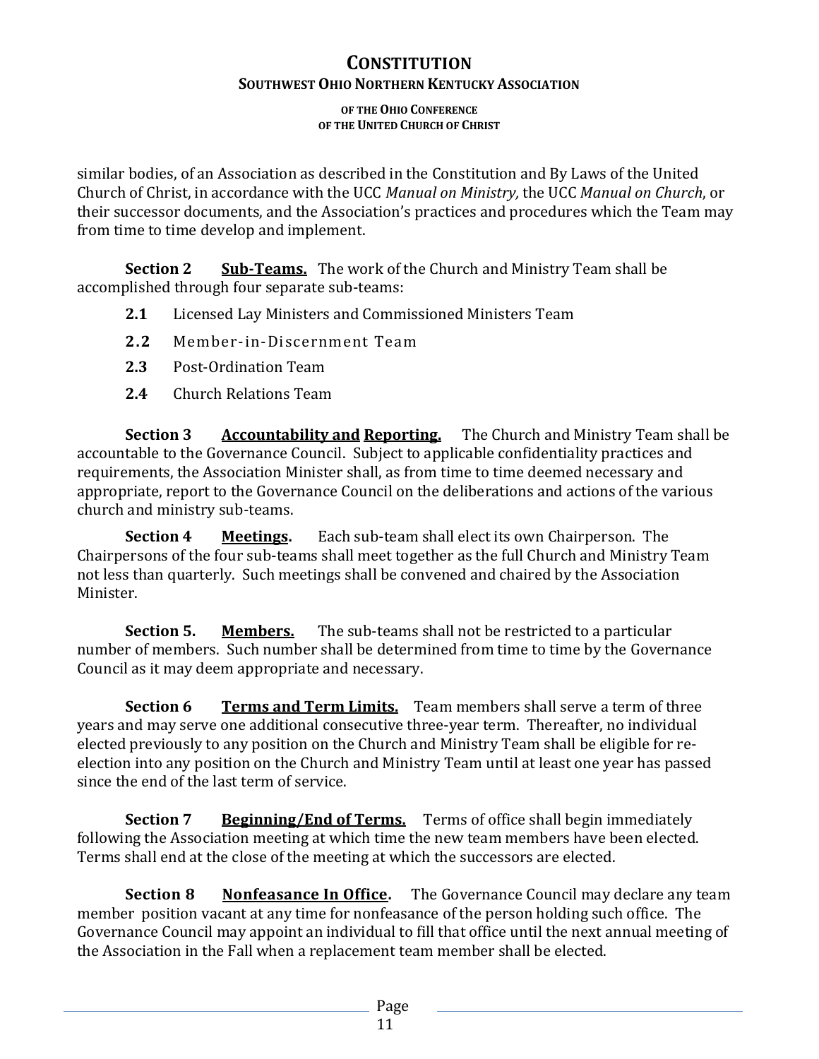similar bodies, of an Association as described in the Constitution and By Laws of the United Church of Christ, in accordance with the UCC *Manual on Ministry,* the UCC *Manual on Church*, or their successor documents, and the Association's practices and procedures which the Team may from time to time develop and implement.

**Section 2** **Sub-Teams.** The work of the Church and Ministry Team shall be accomplished through four separate sub-teams:

**2.1** Licensed Lay Ministers and Commissioned Ministers Team

**2.2** Member-in-Discernment Team

**2.3** Post-Ordination Team

**2.4** Church Relations Team

**Section 3** **Accountability and Reporting.** The Church and Ministry Team shall be accountable to the Governance Council. Subject to applicable confidentiality practices and requirements, the Association Minister shall, as from time to time deemed necessary and appropriate, report to the Governance Council on the deliberations and actions of the various church and ministry sub-teams.

**Section 4** **Meetings.** Each sub-team shall elect its own Chairperson. The Chairpersons of the four sub-teams shall meet together as the full Church and Ministry Team not less than quarterly. Such meetings shall be convened and chaired by the Association Minister.

**Section 5.** **Members.** The sub-teams shall not be restricted to a particular number of members. Such number shall be determined from time to time by the Governance Council as it may deem appropriate and necessary.

**Section 6** **Terms and Term Limits.** Team members shall serve a term of three years and may serve one additional consecutive three-year term. Thereafter, no individual elected previously to any position on the Church and Ministry Team shall be eligible for re-election into any position on the Church and Ministry Team until at least one year has passed since the end of the last term of service.

**Section 7** **Beginning/End of Terms.** Terms of office shall begin immediately following the Association meeting at which time the new team members have been elected. Terms shall end at the close of the meeting at which the successors are elected.

**Section 8** **Nonfeasance In Office.** The Governance Council may declare any team member position vacant at any time for nonfeasance of the person holding such office. The Governance Council may appoint an individual to fill that office until the next annual meeting of the Association in the Fall when a replacement team member shall be elected.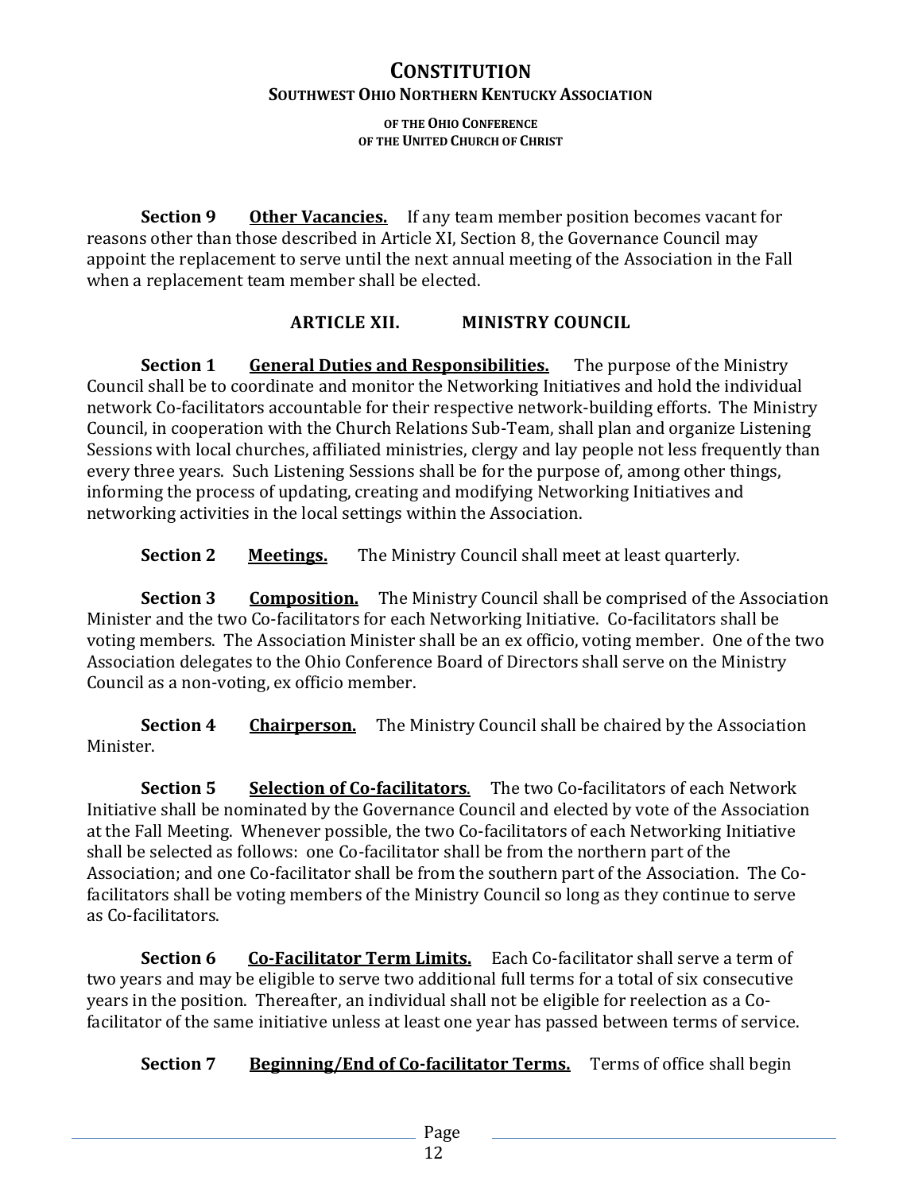**Section 9 Other Vacancies.** If any team member position becomes vacant for reasons other than those described in Article XI, Section 8, the Governance Council may appoint the replacement to serve until the next annual meeting of the Association in the Fall when a replacement team member shall be elected.

## ARTICLE XII. MINISTRY COUNCIL

**Section 1 General Duties and Responsibilities.** The purpose of the Ministry Council shall be to coordinate and monitor the Networking Initiatives and hold the individual network Co-facilitators accountable for their respective network-building efforts. The Ministry Council, in cooperation with the Church Relations Sub-Team, shall plan and organize Listening Sessions with local churches, affiliated ministries, clergy and lay people not less frequently than every three years. Such Listening Sessions shall be for the purpose of, among other things, informing the process of updating, creating and modifying Networking Initiatives and networking activities in the local settings within the Association.

**Section 2 Meetings.** The Ministry Council shall meet at least quarterly.

**Section 3 Composition.** The Ministry Council shall be comprised of the Association Minister and the two Co-facilitators for each Networking Initiative. Co-facilitators shall be voting members. The Association Minister shall be an ex officio, voting member. One of the two Association delegates to the Ohio Conference Board of Directors shall serve on the Ministry Council as a non-voting, ex officio member.

**Section 4 Chairperson.** The Ministry Council shall be chaired by the Association Minister.

**Section 5 Selection of Co-facilitators.** The two Co-facilitators of each Network Initiative shall be nominated by the Governance Council and elected by vote of the Association at the Fall Meeting. Whenever possible, the two Co-facilitators of each Networking Initiative shall be selected as follows: one Co-facilitator shall be from the northern part of the Association; and one Co-facilitator shall be from the southern part of the Association. The Co-facilitators shall be voting members of the Ministry Council so long as they continue to serve as Co-facilitators.

**Section 6 Co-Facilitator Term Limits.** Each Co-facilitator shall serve a term of two years and may be eligible to serve two additional full terms for a total of six consecutive years in the position. Thereafter, an individual shall not be eligible for reelection as a Co-facilitator of the same initiative unless at least one year has passed between terms of service.

**Section 7 Beginning/End of Co-facilitator Terms.** Terms of office shall begin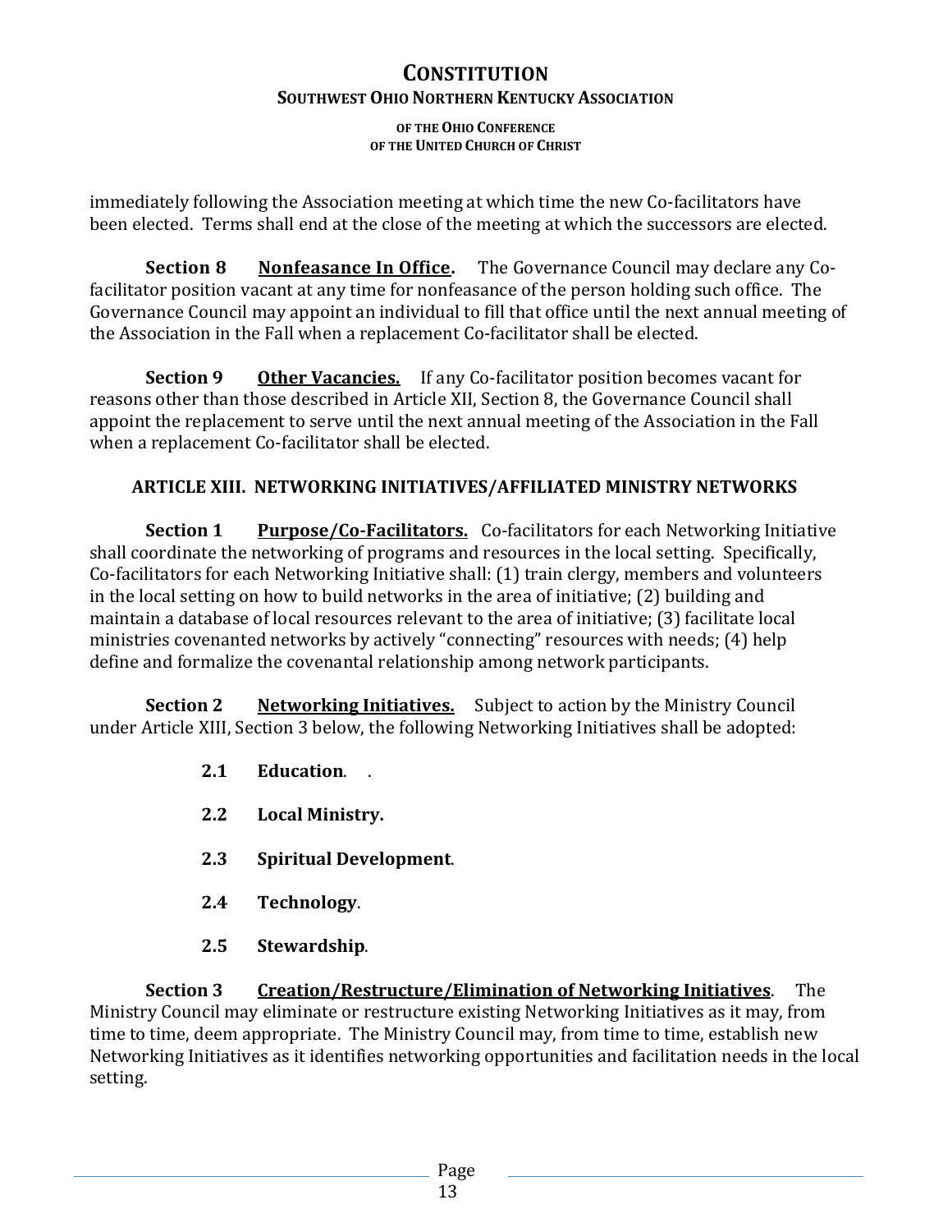immediately following the Association meeting at which time the new Co-facilitators have been elected. Terms shall end at the close of the meeting at which the successors are elected.

**Section 8** **Nonfeasance In Office.** The Governance Council may declare any Co-facilitator position vacant at any time for nonfeasance of the person holding such office. The Governance Council may appoint an individual to fill that office until the next annual meeting of the Association in the Fall when a replacement Co-facilitator shall be elected.

**Section 9** **Other Vacancies.** If any Co-facilitator position becomes vacant for reasons other than those described in Article XII, Section 8, the Governance Council shall appoint the replacement to serve until the next annual meeting of the Association in the Fall when a replacement Co-facilitator shall be elected.

## ARTICLE XIII. NETWORKING INITIATIVES/AFFILIATED MINISTRY NETWORKS

**Section 1** **Purpose/Co-Facilitators.** Co-facilitators for each Networking Initiative shall coordinate the networking of programs and resources in the local setting. Specifically, Co-facilitators for each Networking Initiative shall: (1) train clergy, members and volunteers in the local setting on how to build networks in the area of initiative; (2) building and maintain a database of local resources relevant to the area of initiative; (3) facilitate local ministries covenanted networks by actively "connecting" resources with needs; (4) help define and formalize the covenantal relationship among network participants.

**Section 2** **Networking Initiatives.** Subject to action by the Ministry Council under Article XIII, Section 3 below, the following Networking Initiatives shall be adopted:

**2.1** **Education**. .

**2.2** **Local Ministry.**

**2.3** **Spiritual Development**.

**2.4** **Technology**.

**2.5** **Stewardship**.

**Section 3** **Creation/Restructure/Elimination of Networking Initiatives**. The Ministry Council may eliminate or restructure existing Networking Initiatives as it may, from time to time, deem appropriate. The Ministry Council may, from time to time, establish new Networking Initiatives as it identifies networking opportunities and facilitation needs in the local setting.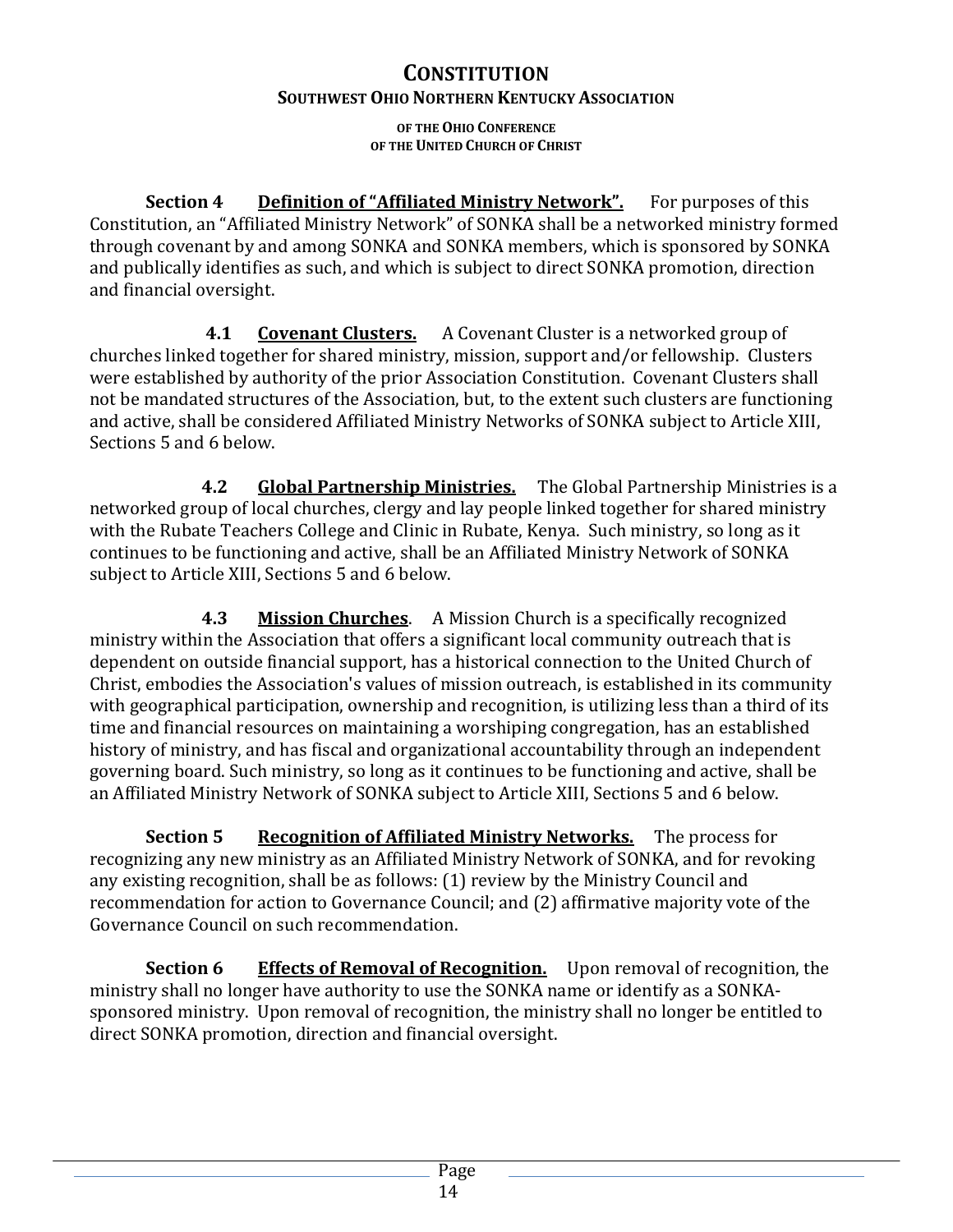**Section 4 Definition of "Affiliated Ministry Network".** For purposes of this Constitution, an "Affiliated Ministry Network" of SONKA shall be a networked ministry formed through covenant by and among SONKA and SONKA members, which is sponsored by SONKA and publically identifies as such, and which is subject to direct SONKA promotion, direction and financial oversight.

**4.1 Covenant Clusters.** A Covenant Cluster is a networked group of churches linked together for shared ministry, mission, support and/or fellowship. Clusters were established by authority of the prior Association Constitution. Covenant Clusters shall not be mandated structures of the Association, but, to the extent such clusters are functioning and active, shall be considered Affiliated Ministry Networks of SONKA subject to Article XIII, Sections 5 and 6 below.

**4.2 Global Partnership Ministries.** The Global Partnership Ministries is a networked group of local churches, clergy and lay people linked together for shared ministry with the Rubate Teachers College and Clinic in Rubate, Kenya. Such ministry, so long as it continues to be functioning and active, shall be an Affiliated Ministry Network of SONKA subject to Article XIII, Sections 5 and 6 below.

**4.3 Mission Churches**. A Mission Church is a specifically recognized ministry within the Association that offers a significant local community outreach that is dependent on outside financial support, has a historical connection to the United Church of Christ, embodies the Association's values of mission outreach, is established in its community with geographical participation, ownership and recognition, is utilizing less than a third of its time and financial resources on maintaining a worshiping congregation, has an established history of ministry, and has fiscal and organizational accountability through an independent governing board. Such ministry, so long as it continues to be functioning and active, shall be an Affiliated Ministry Network of SONKA subject to Article XIII, Sections 5 and 6 below.

**Section 5 Recognition of Affiliated Ministry Networks.** The process for recognizing any new ministry as an Affiliated Ministry Network of SONKA, and for revoking any existing recognition, shall be as follows: (1) review by the Ministry Council and recommendation for action to Governance Council; and (2) affirmative majority vote of the Governance Council on such recommendation.

**Section 6 Effects of Removal of Recognition.** Upon removal of recognition, the ministry shall no longer have authority to use the SONKA name or identify as a SONKA-sponsored ministry. Upon removal of recognition, the ministry shall no longer be entitled to direct SONKA promotion, direction and financial oversight.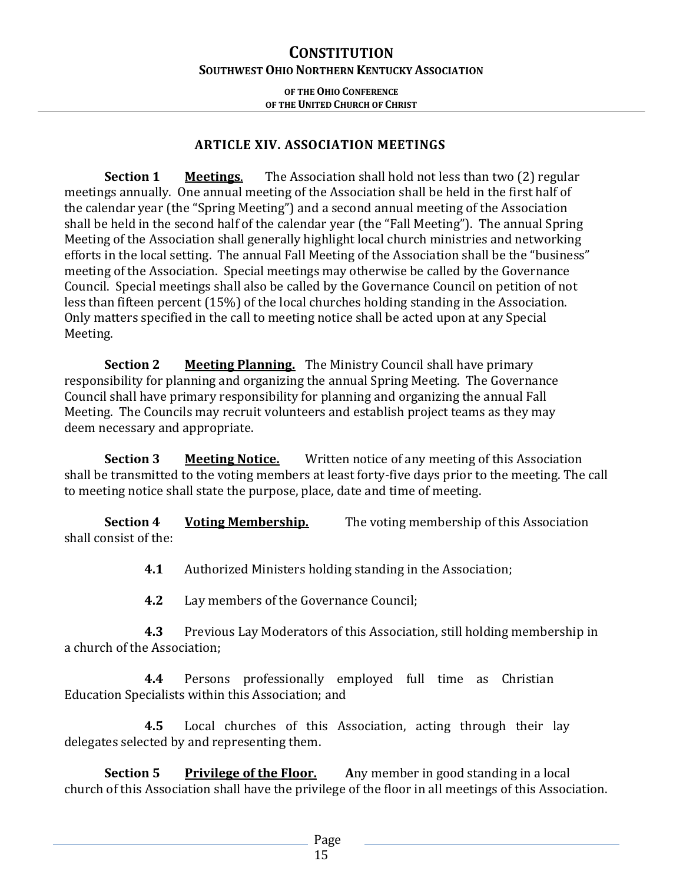## ARTICLE XIV. ASSOCIATION MEETINGS

**Section 1** **Meetings**. The Association shall hold not less than two (2) regular meetings annually. One annual meeting of the Association shall be held in the first half of the calendar year (the "Spring Meeting") and a second annual meeting of the Association shall be held in the second half of the calendar year (the "Fall Meeting"). The annual Spring Meeting of the Association shall generally highlight local church ministries and networking efforts in the local setting. The annual Fall Meeting of the Association shall be the "business" meeting of the Association. Special meetings may otherwise be called by the Governance Council. Special meetings shall also be called by the Governance Council on petition of not less than fifteen percent (15%) of the local churches holding standing in the Association. Only matters specified in the call to meeting notice shall be acted upon at any Special Meeting.

**Section 2** **Meeting Planning.** The Ministry Council shall have primary responsibility for planning and organizing the annual Spring Meeting. The Governance Council shall have primary responsibility for planning and organizing the annual Fall Meeting. The Councils may recruit volunteers and establish project teams as they may deem necessary and appropriate.

**Section 3** **Meeting Notice.** Written notice of any meeting of this Association shall be transmitted to the voting members at least forty-five days prior to the meeting. The call to meeting notice shall state the purpose, place, date and time of meeting.

**Section 4** **Voting Membership.** The voting membership of this Association shall consist of the:

**4.1** Authorized Ministers holding standing in the Association;

**4.2** Lay members of the Governance Council;

**4.3** Previous Lay Moderators of this Association, still holding membership in a church of the Association;

**4.4** Persons professionally employed full time as Christian Education Specialists within this Association; and

**4.5** Local churches of this Association, acting through their lay delegates selected by and representing them.

**Section 5** **Privilege of the Floor.** **A**ny member in good standing in a local church of this Association shall have the privilege of the floor in all meetings of this Association.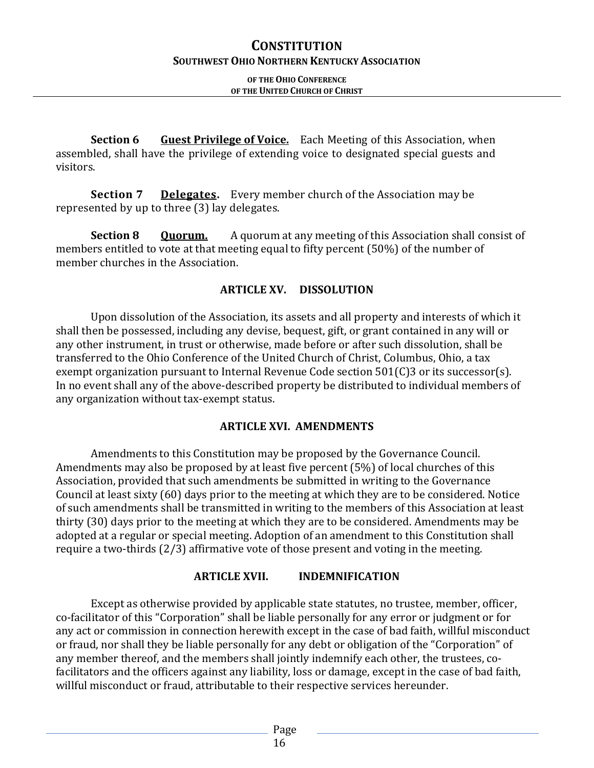**Section 6** **Guest Privilege of Voice.** Each Meeting of this Association, when assembled, shall have the privilege of extending voice to designated special guests and visitors.

**Section 7** **Delegates.** Every member church of the Association may be represented by up to three (3) lay delegates.

**Section 8** **Quorum.** A quorum at any meeting of this Association shall consist of members entitled to vote at that meeting equal to fifty percent (50%) of the number of member churches in the Association.

## ARTICLE XV. DISSOLUTION

Upon dissolution of the Association, its assets and all property and interests of which it shall then be possessed, including any devise, bequest, gift, or grant contained in any will or any other instrument, in trust or otherwise, made before or after such dissolution, shall be transferred to the Ohio Conference of the United Church of Christ, Columbus, Ohio, a tax exempt organization pursuant to Internal Revenue Code section 501(C)3 or its successor(s). In no event shall any of the above-described property be distributed to individual members of any organization without tax-exempt status.

## ARTICLE XVI. AMENDMENTS

Amendments to this Constitution may be proposed by the Governance Council. Amendments may also be proposed by at least five percent (5%) of local churches of this Association, provided that such amendments be submitted in writing to the Governance Council at least sixty (60) days prior to the meeting at which they are to be considered. Notice of such amendments shall be transmitted in writing to the members of this Association at least thirty (30) days prior to the meeting at which they are to be considered. Amendments may be adopted at a regular or special meeting. Adoption of an amendment to this Constitution shall require a two-thirds (2/3) affirmative vote of those present and voting in the meeting.

## ARTICLE XVII. INDEMNIFICATION

Except as otherwise provided by applicable state statutes, no trustee, member, officer, co-facilitator of this "Corporation" shall be liable personally for any error or judgment or for any act or commission in connection herewith except in the case of bad faith, willful misconduct or fraud, nor shall they be liable personally for any debt or obligation of the "Corporation" of any member thereof, and the members shall jointly indemnify each other, the trustees, co-facilitators and the officers against any liability, loss or damage, except in the case of bad faith, willful misconduct or fraud, attributable to their respective services hereunder.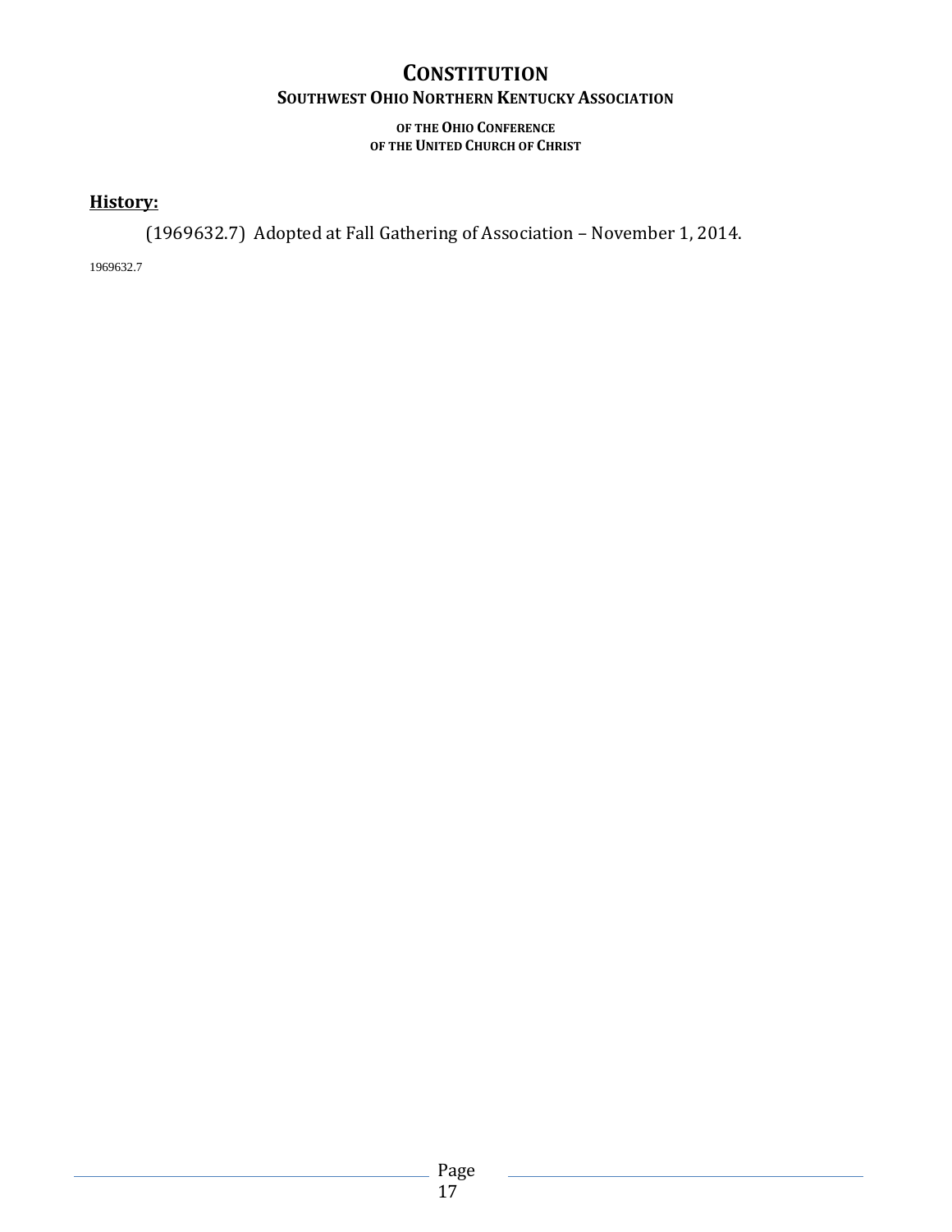## History:

(1969632.7) Adopted at Fall Gathering of Association – November 1, 2014.

1969632.7